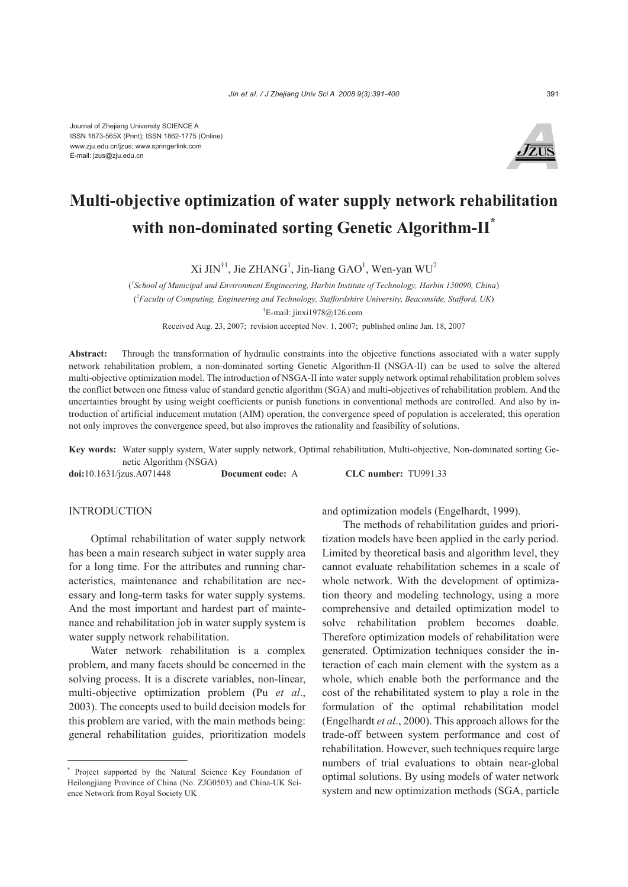Journal of Zhejiang University SCIENCE A
ISSN 1673-565X (Print); ISSN 1862-1775 (Online)
www.zju.edu.cn/jzus; www.springerlink.com
E-mail: jzus@zju.edu.cn

# Multi-objective optimization of water supply network rehabilitation with non-dominated sorting Genetic Algorithm-II[*]

Xi JIN[†1], Jie ZHANG[1], Jin-liang GAO[1], Wen-yan WU[2]

([1]*School of Municipal and Environment Engineering, Harbin Institute of Technology, Harbin 150090, China*)

([2]*Faculty of Computing, Engineering and Technology, Staffordshire University, Beaconside, Stafford, UK*)

[†]E-mail: jinxi1978@126.com

Received Aug. 23, 2007; revision accepted Nov. 1, 2007; published online Jan. 18, 2007

**Abstract:** Through the transformation of hydraulic constraints into the objective functions associated with a water supply network rehabilitation problem, a non-dominated sorting Genetic Algorithm-II (NSGA-II) can be used to solve the altered multi-objective optimization model. The introduction of NSGA-II into water supply network optimal rehabilitation problem solves the conflict between one fitness value of standard genetic algorithm (SGA) and multi-objectives of rehabilitation problem. And the uncertainties brought by using weight coefficients or punish functions in conventional methods are controlled. And also by introduction of artificial inducement mutation (AIM) operation, the convergence speed of population is accelerated; this operation not only improves the convergence speed, but also improves the rationality and feasibility of solutions.

**Key words:** Water supply system, Water supply network, Optimal rehabilitation, Multi-objective, Non-dominated sorting Genetic Algorithm (NSGA)

**doi:**10.1631/jzus.A071448 **Document code:** A **CLC number:** TU991.33

## INTRODUCTION

Optimal rehabilitation of water supply network has been a main research subject in water supply area for a long time. For the attributes and running characteristics, maintenance and rehabilitation are necessary and long-term tasks for water supply systems. And the most important and hardest part of maintenance and rehabilitation job in water supply system is water supply network rehabilitation.

Water network rehabilitation is a complex problem, and many facets should be concerned in the solving process. It is a discrete variables, non-linear, multi-objective optimization problem (Pu *et al*., 2003). The concepts used to build decision models for this problem are varied, with the main methods being: general rehabilitation guides, prioritization models and optimization models (Engelhardt, 1999).

The methods of rehabilitation guides and prioritization models have been applied in the early period. Limited by theoretical basis and algorithm level, they cannot evaluate rehabilitation schemes in a scale of whole network. With the development of optimization theory and modeling technology, using a more comprehensive and detailed optimization model to solve rehabilitation problem becomes doable. Therefore optimization models of rehabilitation were generated. Optimization techniques consider the interaction of each main element with the system as a whole, which enable both the performance and the cost of the rehabilitated system to play a role in the formulation of the optimal rehabilitation model (Engelhardt *et al*., 2000). This approach allows for the trade-off between system performance and cost of rehabilitation. However, such techniques require large numbers of trial evaluations to obtain near-global optimal solutions. By using models of water network system and new optimization methods (SGA, particle

---

[*] Project supported by the Natural Science Key Foundation of Heilongjiang Province of China (No. ZJG0503) and China-UK Science Network from Royal Society UK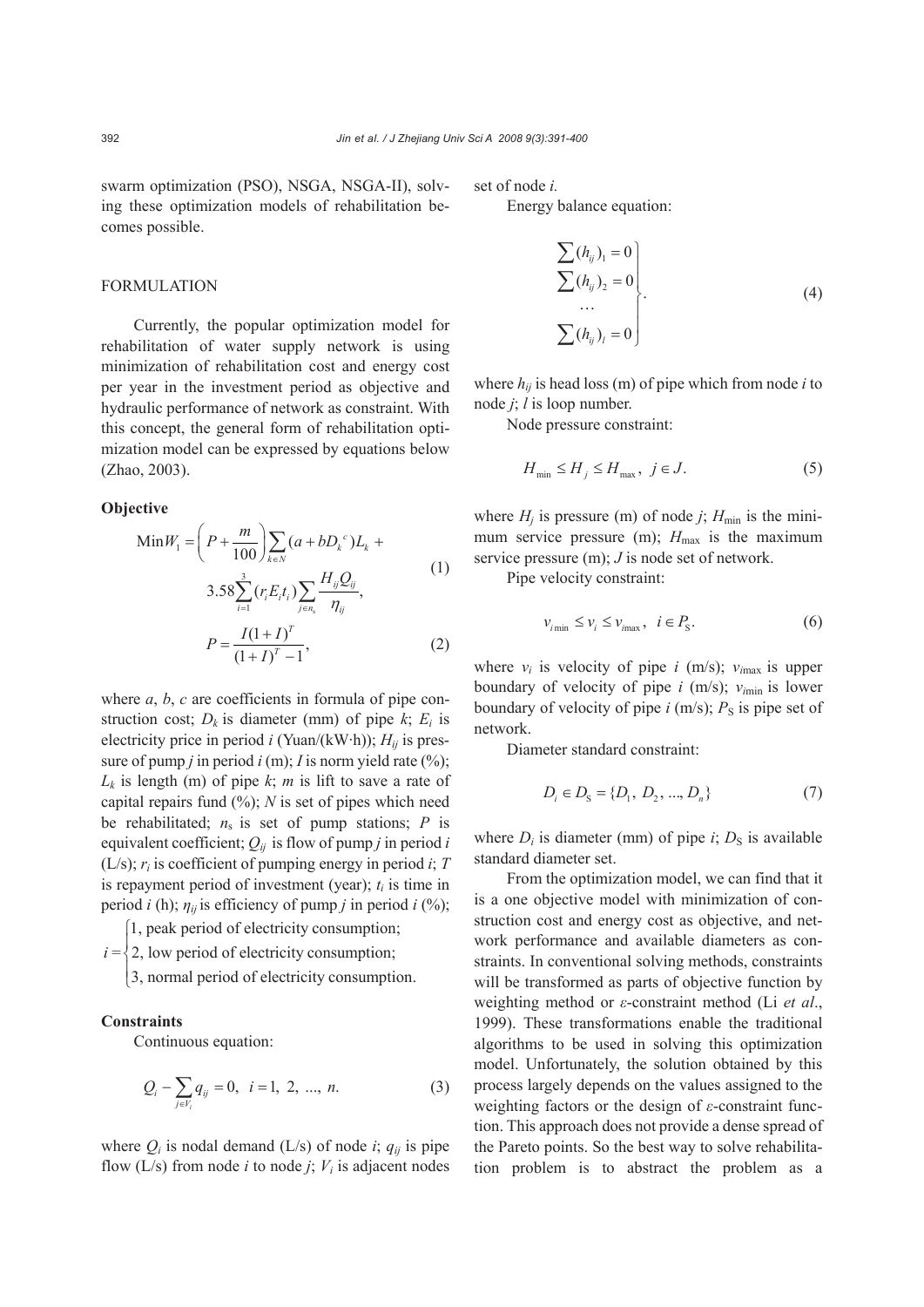swarm optimization (PSO), NSGA, NSGA-II), solving these optimization models of rehabilitation becomes possible.

## FORMULATION

Currently, the popular optimization model for rehabilitation of water supply network is using minimization of rehabilitation cost and energy cost per year in the investment period as objective and hydraulic performance of network as constraint. With this concept, the general form of rehabilitation optimization model can be expressed by equations below (Zhao, 2003).

### Objective

$$\mathrm{Min}W_1 = \left(P + \frac{m}{100}\right)\sum_{k\in N}(a + bD_k{}^c)L_k + 3.58\sum_{i=1}^{3}(r_i E_i t_i)\sum_{j\in n_s}\frac{H_{ij}Q_{ij}}{\eta_{ij}}, \tag{1}$$

$$P = \frac{I(1+I)^T}{(1+I)^T - 1}, \tag{2}$$

where $a$, $b$, $c$ are coefficients in formula of pipe construction cost; $D_k$ is diameter (mm) of pipe $k$; $E_i$ is electricity price in period $i$ (Yuan/(kW·h)); $H_{ij}$ is pressure of pump $j$ in period $i$ (m); $I$ is norm yield rate (%); $L_k$ is length (m) of pipe $k$; $m$ is lift to save a rate of capital repairs fund (%); $N$ is set of pipes which need be rehabilitated; $n_s$ is set of pump stations; $P$ is equivalent coefficient; $Q_{ij}$ is flow of pump $j$ in period $i$ (L/s); $r_i$ is coefficient of pumping energy in period $i$; $T$ is repayment period of investment (year); $t_i$ is time in period $i$ (h); $\eta_{ij}$ is efficiency of pump $j$ in period $i$ (%);

$$i = \begin{cases} 1, \text{ peak period of electricity consumption;} \\ 2, \text{ low period of electricity consumption;} \\ 3, \text{ normal period of electricity consumption.} \end{cases}$$

### Constraints

Continuous equation:

$$Q_i - \sum_{j\in V_i} q_{ij} = 0, \quad i = 1, 2, ..., n. \tag{3}$$

where $Q_i$ is nodal demand (L/s) of node $i$; $q_{ij}$ is pipe flow (L/s) from node $i$ to node $j$; $V_i$ is adjacent nodes set of node $i$.

Energy balance equation:

$$\left.\begin{aligned} \sum(h_{ij})_1 &= 0 \\ \sum(h_{ij})_2 &= 0 \\ &\cdots \\ \sum(h_{ij})_l &= 0 \end{aligned}\right\}. \tag{4}$$

where $h_{ij}$ is head loss (m) of pipe which from node $i$ to node $j$; $l$ is loop number.

Node pressure constraint:

$$H_{\min} \le H_j \le H_{\max}, \quad j \in J. \tag{5}$$

where $H_j$ is pressure (m) of node $j$; $H_{\min}$ is the minimum service pressure (m); $H_{\max}$ is the maximum service pressure (m); $J$ is node set of network.

Pipe velocity constraint:

$$v_{i\min} \le v_i \le v_{i\max}, \quad i \in P_S. \tag{6}$$

where $v_i$ is velocity of pipe $i$ (m/s); $v_{i\max}$ is upper boundary of velocity of pipe $i$ (m/s); $v_{i\min}$ is lower boundary of velocity of pipe $i$ (m/s); $P_S$ is pipe set of network.

Diameter standard constraint:

$$D_i \in D_S = \{D_1, D_2, ..., D_n\} \tag{7}$$

where $D_i$ is diameter (mm) of pipe $i$; $D_S$ is available standard diameter set.

From the optimization model, we can find that it is a one objective model with minimization of construction cost and energy cost as objective, and network performance and available diameters as constraints. In conventional solving methods, constraints will be transformed as parts of objective function by weighting method or $\varepsilon$-constraint method (Li *et al*., 1999). These transformations enable the traditional algorithms to be used in solving this optimization model. Unfortunately, the solution obtained by this process largely depends on the values assigned to the weighting factors or the design of $\varepsilon$-constraint function. This approach does not provide a dense spread of the Pareto points. So the best way to solve rehabilitation problem is to abstract the problem as a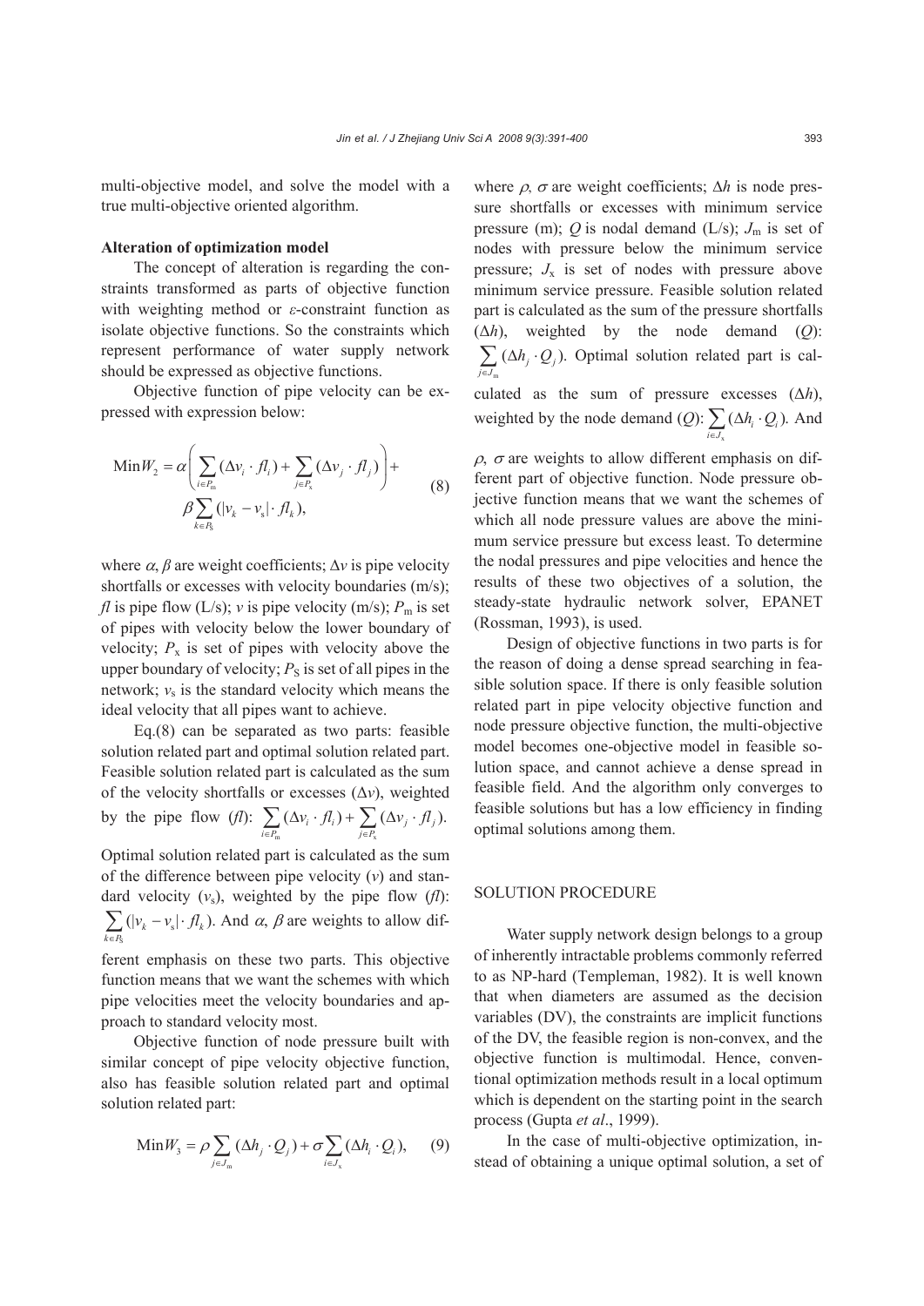multi-objective model, and solve the model with a true multi-objective oriented algorithm.

**Alteration of optimization model**

The concept of alteration is regarding the constraints transformed as parts of objective function with weighting method or $\varepsilon$-constraint function as isolate objective functions. So the constraints which represent performance of water supply network should be expressed as objective functions.

Objective function of pipe velocity can be expressed with expression below:

$$\text{Min}W_2 = \alpha\left(\sum_{i \in P_\text{m}} (\Delta v_i \cdot fl_i) + \sum_{j \in P_\text{x}} (\Delta v_j \cdot fl_j)\right) + \beta \sum_{k \in P_\text{S}} (|v_k - v_\text{s}| \cdot fl_k), \quad (8)$$

where $\alpha$, $\beta$ are weight coefficients; $\Delta v$ is pipe velocity shortfalls or excesses with velocity boundaries (m/s); $fl$ is pipe flow (L/s); $v$ is pipe velocity (m/s); $P_\text{m}$ is set of pipes with velocity below the lower boundary of velocity; $P_\text{x}$ is set of pipes with velocity above the upper boundary of velocity; $P_\text{S}$ is set of all pipes in the network; $v_\text{s}$ is the standard velocity which means the ideal velocity that all pipes want to achieve.

Eq.(8) can be separated as two parts: feasible solution related part and optimal solution related part. Feasible solution related part is calculated as the sum of the velocity shortfalls or excesses ($\Delta v$), weighted by the pipe flow ($fl$): $\sum_{i \in P_\text{m}} (\Delta v_i \cdot fl_i) + \sum_{j \in P_\text{x}} (\Delta v_j \cdot fl_j)$. Optimal solution related part is calculated as the sum of the difference between pipe velocity ($v$) and standard velocity ($v_\text{s}$), weighted by the pipe flow ($fl$): $\sum_{k \in P_\text{S}} (|v_k - v_\text{s}| \cdot fl_k)$. And $\alpha$, $\beta$ are weights to allow different emphasis on these two parts. This objective function means that we want the schemes with which pipe velocities meet the velocity boundaries and approach to standard velocity most.

Objective function of node pressure built with similar concept of pipe velocity objective function, also has feasible solution related part and optimal solution related part:

$$\text{Min}W_3 = \rho \sum_{j \in J_\text{m}} (\Delta h_j \cdot Q_j) + \sigma \sum_{i \in J_\text{x}} (\Delta h_i \cdot Q_i), \quad (9)$$

where $\rho$, $\sigma$ are weight coefficients; $\Delta h$ is node pressure shortfalls or excesses with minimum service pressure (m); $Q$ is nodal demand (L/s); $J_\text{m}$ is set of nodes with pressure below the minimum service pressure; $J_\text{x}$ is set of nodes with pressure above minimum service pressure. Feasible solution related part is calculated as the sum of the pressure shortfalls ($\Delta h$), weighted by the node demand ($Q$): $\sum_{j \in J_\text{m}} (\Delta h_j \cdot Q_j)$. Optimal solution related part is calculated as the sum of pressure excesses ($\Delta h$), weighted by the node demand ($Q$): $\sum_{i \in J_\text{x}} (\Delta h_i \cdot Q_i)$. And $\rho$, $\sigma$ are weights to allow different emphasis on different part of objective function. Node pressure objective function means that we want the schemes of which all node pressure values are above the minimum service pressure but excess least. To determine the nodal pressures and pipe velocities and hence the results of these two objectives of a solution, the steady-state hydraulic network solver, EPANET (Rossman, 1993), is used.

Design of objective functions in two parts is for the reason of doing a dense spread searching in feasible solution space. If there is only feasible solution related part in pipe velocity objective function and node pressure objective function, the multi-objective model becomes one-objective model in feasible solution space, and cannot achieve a dense spread in feasible field. And the algorithm only converges to feasible solutions but has a low efficiency in finding optimal solutions among them.

## SOLUTION PROCEDURE

Water supply network design belongs to a group of inherently intractable problems commonly referred to as NP-hard (Templeman, 1982). It is well known that when diameters are assumed as the decision variables (DV), the constraints are implicit functions of the DV, the feasible region is non-convex, and the objective function is multimodal. Hence, conventional optimization methods result in a local optimum which is dependent on the starting point in the search process (Gupta *et al*., 1999).

In the case of multi-objective optimization, instead of obtaining a unique optimal solution, a set of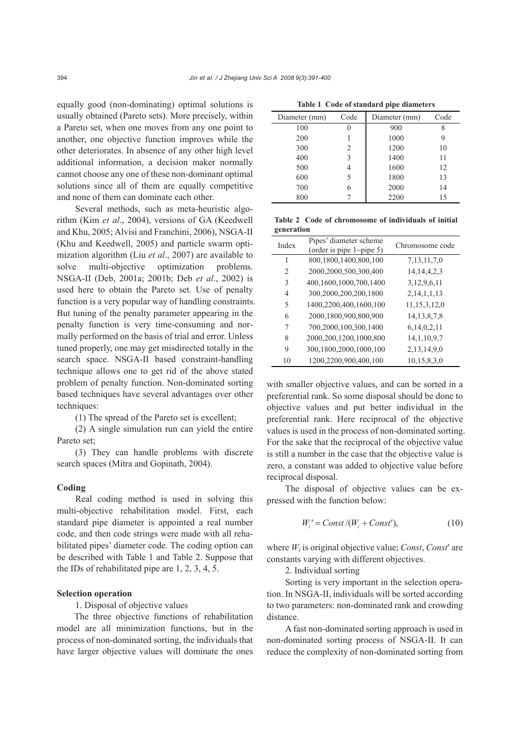equally good (non-dominating) optimal solutions is usually obtained (Pareto sets). More precisely, within a Pareto set, when one moves from any one point to another, one objective function improves while the other deteriorates. In absence of any other high level additional information, a decision maker normally cannot choose any one of these non-dominant optimal solutions since all of them are equally competitive and none of them can dominate each other.

Several methods, such as meta-heuristic algorithm (Kim *et al*., 2004), versions of GA (Keedwell and Khu, 2005; Alvisi and Franchini, 2006), NSGA-II (Khu and Keedwell, 2005) and particle swarm optimization algorithm (Liu *et al*., 2007) are available to solve multi-objective optimization problems. NSGA-II (Deb, 2001a; 2001b; Deb *et al*., 2002) is used here to obtain the Pareto set. Use of penalty function is a very popular way of handling constraints. But tuning of the penalty parameter appearing in the penalty function is very time-consuming and normally performed on the basis of trial and error. Unless tuned properly, one may get misdirected totally in the search space. NSGA-II based constraint-handling technique allows one to get rid of the above stated problem of penalty function. Non-dominated sorting based techniques have several advantages over other techniques:

(1) The spread of the Pareto set is excellent;

(2) A single simulation run can yield the entire Pareto set;

(3) They can handle problems with discrete search spaces (Mitra and Gopinath, 2004).

### Coding

Real coding method is used in solving this multi-objective rehabilitation model. First, each standard pipe diameter is appointed a real number code, and then code strings were made with all rehabilitated pipes' diameter code. The coding option can be described with Table 1 and Table 2. Suppose that the IDs of rehabilitated pipe are 1, 2, 3, 4, 5.

**Table 1 Code of standard pipe diameters**

| Diameter (mm) | Code | Diameter (mm) | Code |
|---|---|---|---|
| 100 | 0 | 900 | 8 |
| 200 | 1 | 1000 | 9 |
| 300 | 2 | 1200 | 10 |
| 400 | 3 | 1400 | 11 |
| 500 | 4 | 1600 | 12 |
| 600 | 5 | 1800 | 13 |
| 700 | 6 | 2000 | 14 |
| 800 | 7 | 2200 | 15 |

**Table 2 Code of chromosome of individuals of initial generation**

| Index | Pipes' diameter scheme (order is pipe 1~pipe 5) | Chromosome code |
|---|---|---|
| 1 | 800,1800,1400,800,100 | 7,13,11,7,0 |
| 2 | 2000,2000,500,300,400 | 14,14,4,2,3 |
| 3 | 400,1600,1000,700,1400 | 3,12,9,6,11 |
| 4 | 300,2000,200,200,1800 | 2,14,1,1,13 |
| 5 | 1400,2200,400,1600,100 | 11,15,3,12,0 |
| 6 | 2000,1800,900,800,900 | 14,13,8,7,8 |
| 7 | 700,2000,100,300,1400 | 6,14,0,2,11 |
| 8 | 2000,200,1200,1000,800 | 14,1,10,9,7 |
| 9 | 300,1800,2000,1000,100 | 2,13,14,9,0 |
| 10 | 1200,2200,900,400,100 | 10,15,8,3,0 |

### Selection operation

1. Disposal of objective values

The three objective functions of rehabilitation model are all minimization functions, but in the process of non-dominated sorting, the individuals that have larger objective values will dominate the ones with smaller objective values, and can be sorted in a preferential rank. So some disposal should be done to objective values and put better individual in the preferential rank. Here reciprocal of the objective values is used in the process of non-dominated sorting. For the sake that the reciprocal of the objective value is still a number in the case that the objective value is zero, a constant was added to objective value before reciprocal disposal.

The disposal of objective values can be expressed with the function below:

$$W_i' = Const/(W_i + Const'), \tag{10}$$

where $W_i$ is original objective value; $Const$, $Const'$ are constants varying with different objectives.

2. Individual sorting

Sorting is very important in the selection operation. In NSGA-II, individuals will be sorted according to two parameters: non-dominated rank and crowding distance.

A fast non-dominated sorting approach is used in non-dominated sorting process of NSGA-II. It can reduce the complexity of non-dominated sorting from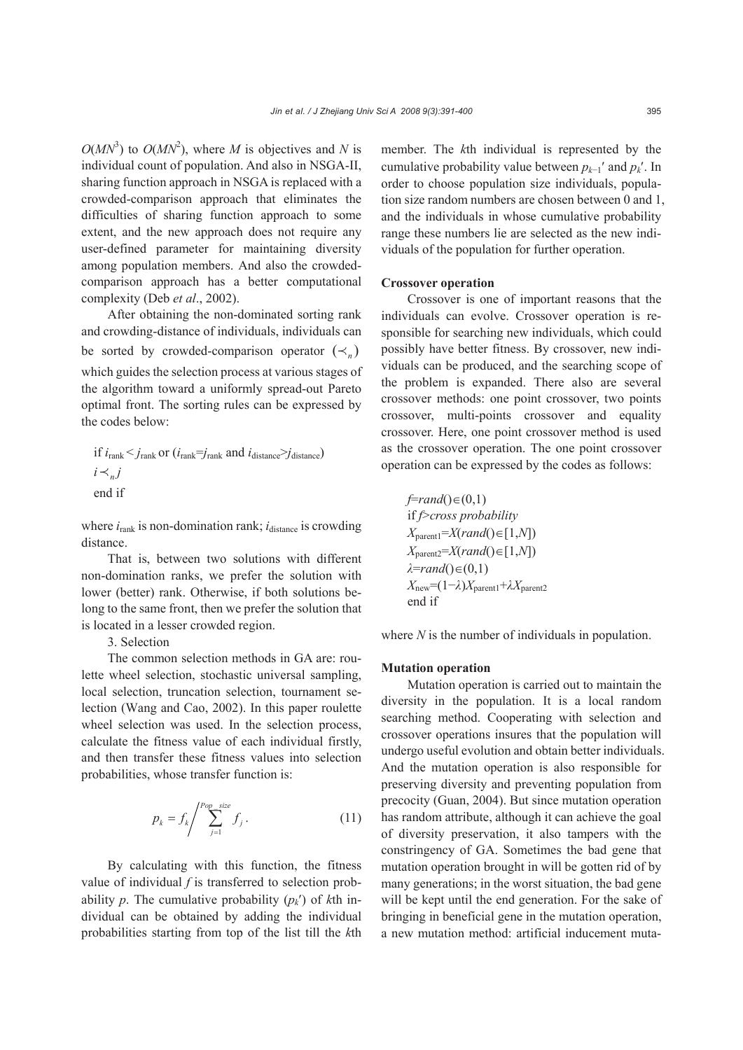$O(MN^3)$ to $O(MN^2)$, where $M$ is objectives and $N$ is individual count of population. And also in NSGA-II, sharing function approach in NSGA is replaced with a crowded-comparison approach that eliminates the difficulties of sharing function approach to some extent, and the new approach does not require any user-defined parameter for maintaining diversity among population members. And also the crowded-comparison approach has a better computational complexity (Deb *et al*., 2002).

After obtaining the non-dominated sorting rank and crowding-distance of individuals, individuals can be sorted by crowded-comparison operator $(\prec_n)$ which guides the selection process at various stages of the algorithm toward a uniformly spread-out Pareto optimal front. The sorting rules can be expressed by the codes below:

if $i_{\text{rank}} < j_{\text{rank}}$ or ($i_{\text{rank}}=j_{\text{rank}}$ and $i_{\text{distance}}>j_{\text{distance}}$)
$i \prec_n j$
end if

where $i_{\text{rank}}$ is non-domination rank; $i_{\text{distance}}$ is crowding distance.

That is, between two solutions with different non-domination ranks, we prefer the solution with lower (better) rank. Otherwise, if both solutions belong to the same front, then we prefer the solution that is located in a lesser crowded region.

3. Selection

The common selection methods in GA are: roulette wheel selection, stochastic universal sampling, local selection, truncation selection, tournament selection (Wang and Cao, 2002). In this paper roulette wheel selection was used. In the selection process, calculate the fitness value of each individual firstly, and then transfer these fitness values into selection probabilities, whose transfer function is:

$$p_k = f_k \Big/ \sum_{j=1}^{Pop\_size} f_j . \tag{11}$$

By calculating with this function, the fitness value of individual $f$ is transferred to selection probability $p$. The cumulative probability ($p_k'$) of $k$th individual can be obtained by adding the individual probabilities starting from top of the list till the $k$th member. The $k$th individual is represented by the cumulative probability value between $p_{k-1}'$ and $p_k'$. In order to choose population size individuals, population size random numbers are chosen between 0 and 1, and the individuals in whose cumulative probability range these numbers lie are selected as the new individuals of the population for further operation.

**Crossover operation**

Crossover is one of important reasons that the individuals can evolve. Crossover operation is responsible for searching new individuals, which could possibly have better fitness. By crossover, new individuals can be produced, and the searching scope of the problem is expanded. There also are several crossover methods: one point crossover, two points crossover, multi-points crossover and equality crossover. Here, one point crossover method is used as the crossover operation. The one point crossover operation can be expressed by the codes as follows:

$f$=$rand()\in(0,1)$
if $f$>*cross probability*
$X_{\text{parent1}}=X(rand()\in[1,N])$
$X_{\text{parent2}}=X(rand()\in[1,N])$
$\lambda=rand()\in(0,1)$
$X_{\text{new}}=(1-\lambda)X_{\text{parent1}}+\lambda X_{\text{parent2}}$
end if

where $N$ is the number of individuals in population.

**Mutation operation**

Mutation operation is carried out to maintain the diversity in the population. It is a local random searching method. Cooperating with selection and crossover operations insures that the population will undergo useful evolution and obtain better individuals. And the mutation operation is also responsible for preserving diversity and preventing population from precocity (Guan, 2004). But since mutation operation has random attribute, although it can achieve the goal of diversity preservation, it also tampers with the constringency of GA. Sometimes the bad gene that mutation operation brought in will be gotten rid of by many generations; in the worst situation, the bad gene will be kept until the end generation. For the sake of bringing in beneficial gene in the mutation operation, a new mutation method: artificial inducement muta-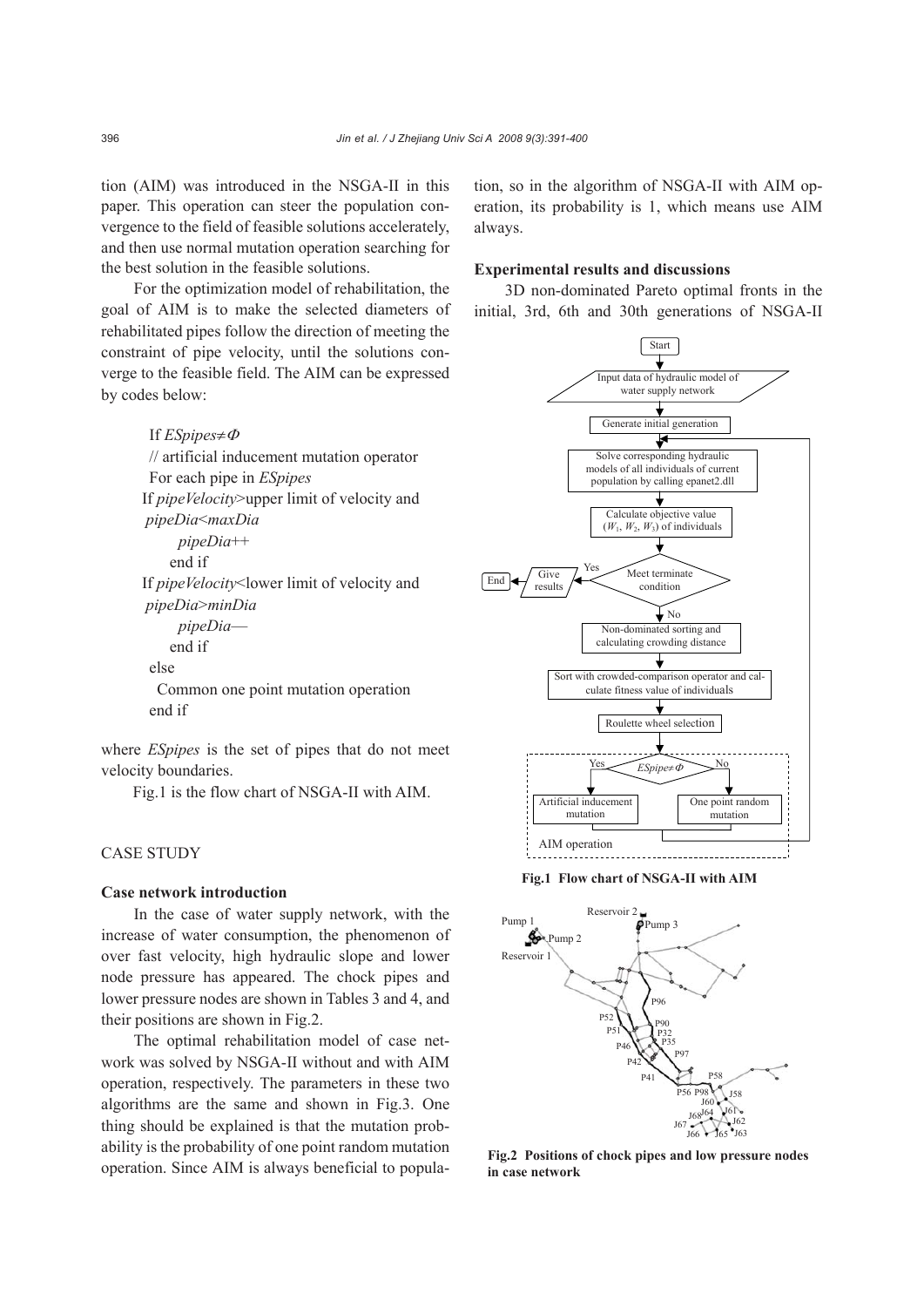tion (AIM) was introduced in the NSGA-II in this paper. This operation can steer the population convergence to the field of feasible solutions accelerately, and then use normal mutation operation searching for the best solution in the feasible solutions.

For the optimization model of rehabilitation, the goal of AIM is to make the selected diameters of rehabilitated pipes follow the direction of meeting the constraint of pipe velocity, until the solutions converge to the feasible field. The AIM can be expressed by codes below:

```
If ESpipes≠Φ
  // artificial inducement mutation operator
  For each pipe in ESpipes
 If pipeVelocity>upper limit of velocity and
 pipeDia<maxDia
       pipeDia++
     end if
 If pipeVelocity<lower limit of velocity and
 pipeDia>minDia
       pipeDia—
     end if
else
  Common one point mutation operation
end if
```

where *ESpipes* is the set of pipes that do not meet velocity boundaries.

Fig.1 is the flow chart of NSGA-II with AIM.

## CASE STUDY

### Case network introduction

In the case of water supply network, with the increase of water consumption, the phenomenon of over fast velocity, high hydraulic slope and lower node pressure has appeared. The chock pipes and lower pressure nodes are shown in Tables 3 and 4, and their positions are shown in Fig.2.

The optimal rehabilitation model of case network was solved by NSGA-II without and with AIM operation, respectively. The parameters in these two algorithms are the same and shown in Fig.3. One thing should be explained is that the mutation probability is the probability of one point random mutation operation. Since AIM is always beneficial to population, so in the algorithm of NSGA-II with AIM operation, its probability is 1, which means use AIM always.

### Experimental results and discussions

3D non-dominated Pareto optimal fronts in the initial, 3rd, 6th and 30th generations of NSGA-II

**Fig.1 Flow chart of NSGA-II with AIM**

**Fig.2 Positions of chock pipes and low pressure nodes in case network**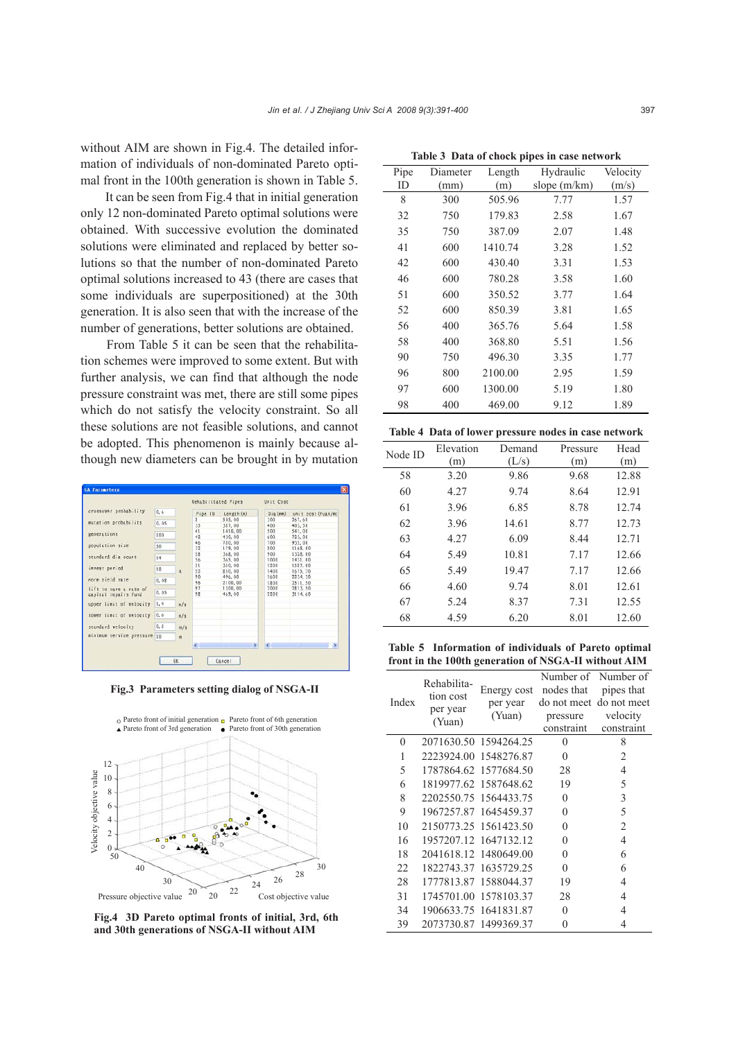without AIM are shown in Fig.4. The detailed information of individuals of non-dominated Pareto optimal front in the 100th generation is shown in Table 5.

It can be seen from Fig.4 that in initial generation only 12 non-dominated Pareto optimal solutions were obtained. With successive evolution the dominated solutions were eliminated and replaced by better solutions so that the number of non-dominated Pareto optimal solutions increased to 43 (there are cases that some individuals are superpositioned) at the 30th generation. It is also seen that with the increase of the number of generations, better solutions are obtained.

From Table 5 it can be seen that the rehabilitation schemes were improved to some extent. But with further analysis, we can find that although the node pressure constraint was met, there are still some pipes which do not satisfy the velocity constraint. So all these solutions are not feasible solutions, and cannot be adopted. This phenomenon is mainly because although new diameters can be brought in by mutation

**Fig.3 Parameters setting dialog of NSGA-II**

**Fig.4 3D Pareto optimal fronts of initial, 3rd, 6th and 30th generations of NSGA-II without AIM**

**Table 3 Data of chock pipes in case network**

| Pipe ID | Diameter (mm) | Length (m) | Hydraulic slope (m/km) | Velocity (m/s) |
|---|---|---|---|---|
| 8 | 300 | 505.96 | 7.77 | 1.57 |
| 32 | 750 | 179.83 | 2.58 | 1.67 |
| 35 | 750 | 387.09 | 2.07 | 1.48 |
| 41 | 600 | 1410.74 | 3.28 | 1.52 |
| 42 | 600 | 430.40 | 3.31 | 1.53 |
| 46 | 600 | 780.28 | 3.58 | 1.60 |
| 51 | 600 | 350.52 | 3.77 | 1.64 |
| 52 | 600 | 850.39 | 3.81 | 1.65 |
| 56 | 400 | 365.76 | 5.64 | 1.58 |
| 58 | 400 | 368.80 | 5.51 | 1.56 |
| 90 | 750 | 496.30 | 3.35 | 1.77 |
| 96 | 800 | 2100.00 | 2.95 | 1.59 |
| 97 | 600 | 1300.00 | 5.19 | 1.80 |
| 98 | 400 | 469.00 | 9.12 | 1.89 |

**Table 4 Data of lower pressure nodes in case network**

| Node ID | Elevation (m) | Demand (L/s) | Pressure (m) | Head (m) |
|---|---|---|---|---|
| 58 | 3.20 | 9.86 | 9.68 | 12.88 |
| 60 | 4.27 | 9.74 | 8.64 | 12.91 |
| 61 | 3.96 | 6.85 | 8.78 | 12.74 |
| 62 | 3.96 | 14.61 | 8.77 | 12.73 |
| 63 | 4.27 | 6.09 | 8.44 | 12.71 |
| 64 | 5.49 | 10.81 | 7.17 | 12.66 |
| 65 | 5.49 | 19.47 | 7.17 | 12.66 |
| 66 | 4.60 | 9.74 | 8.01 | 12.61 |
| 67 | 5.24 | 8.37 | 7.31 | 12.55 |
| 68 | 4.59 | 6.20 | 8.01 | 12.60 |

**Table 5 Information of individuals of Pareto optimal front in the 100th generation of NSGA-II without AIM**

| Index | Rehabilitation cost per year (Yuan) | Energy cost per year (Yuan) | Number of nodes that do not meet pressure constraint | Number of pipes that do not meet velocity constraint |
|---|---|---|---|---|
| 0 | 2071630.50 | 1594264.25 | 0 | 8 |
| 1 | 2223924.00 | 1548276.87 | 0 | 2 |
| 5 | 1787864.62 | 1577684.50 | 28 | 4 |
| 6 | 1819977.62 | 1587648.62 | 19 | 5 |
| 8 | 2202550.75 | 1564433.75 | 0 | 3 |
| 9 | 1967257.87 | 1645459.37 | 0 | 5 |
| 10 | 2150773.25 | 1561423.50 | 0 | 2 |
| 16 | 1957207.12 | 1647132.12 | 0 | 4 |
| 18 | 2041618.12 | 1480649.00 | 0 | 6 |
| 22 | 1822743.37 | 1635729.25 | 0 | 6 |
| 28 | 1777813.87 | 1588044.37 | 19 | 4 |
| 31 | 1745701.00 | 1578103.37 | 28 | 4 |
| 34 | 1906633.75 | 1641831.87 | 0 | 4 |
| 39 | 2073730.87 | 1499369.37 | 0 | 4 |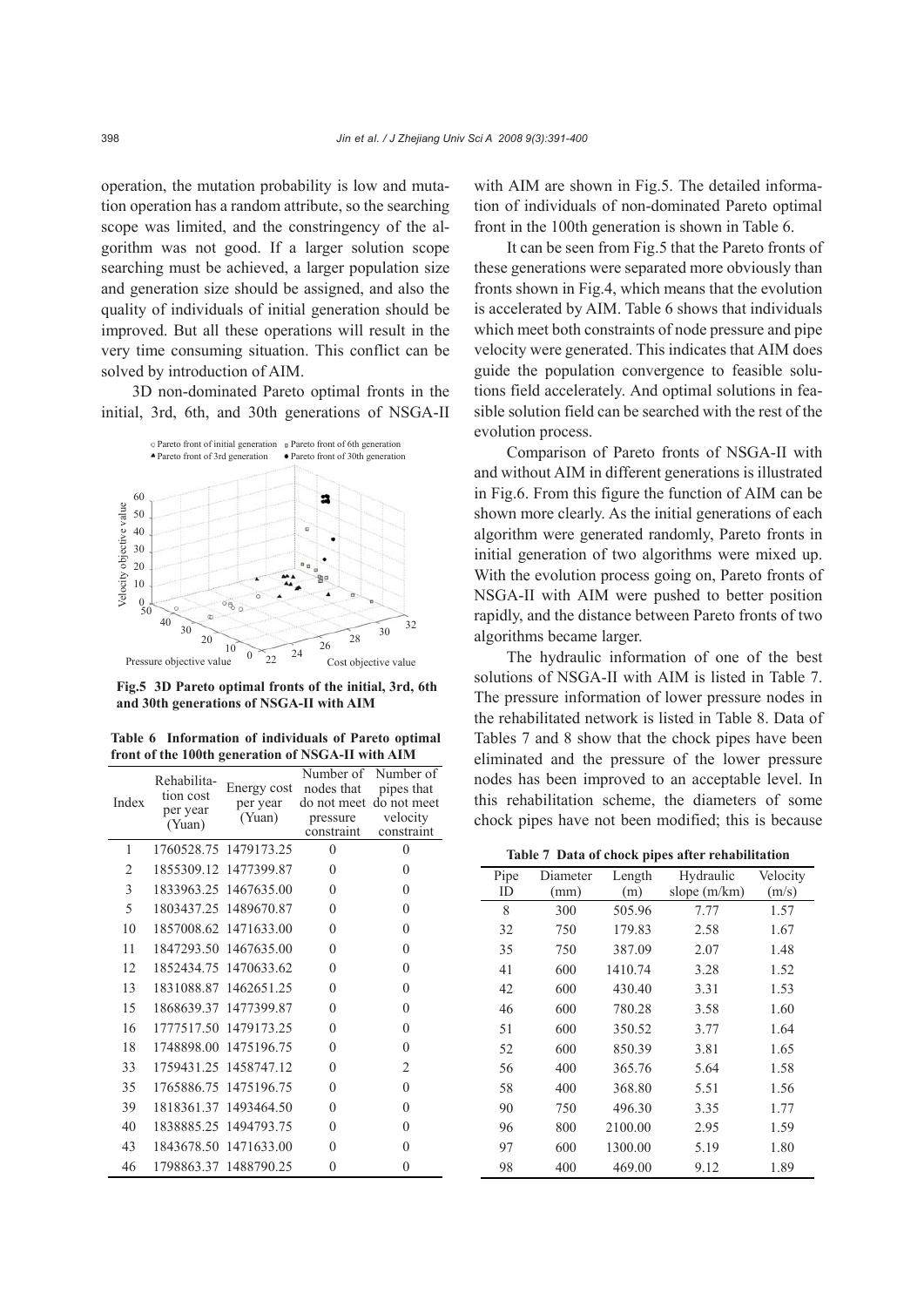operation, the mutation probability is low and mutation operation has a random attribute, so the searching scope was limited, and the constringency of the algorithm was not good. If a larger solution scope searching must be achieved, a larger population size and generation size should be assigned, and also the quality of individuals of initial generation should be improved. But all these operations will result in the very time consuming situation. This conflict can be solved by introduction of AIM.

3D non-dominated Pareto optimal fronts in the initial, 3rd, 6th, and 30th generations of NSGA-II with AIM are shown in Fig.5. The detailed information of individuals of non-dominated Pareto optimal front in the 100th generation is shown in Table 6.

**Fig.5 3D Pareto optimal fronts of the initial, 3rd, 6th and 30th generations of NSGA-II with AIM**

**Table 6 Information of individuals of Pareto optimal front of the 100th generation of NSGA-II with AIM**

| Index | Rehabilitation cost per year (Yuan) | Energy cost per year (Yuan) | Number of nodes that do not meet pressure constraint | Number of pipes that do not meet velocity constraint |
|---|---|---|---|---|
| 1 | 1760528.75 | 1479173.25 | 0 | 0 |
| 2 | 1855309.12 | 1477399.87 | 0 | 0 |
| 3 | 1833963.25 | 1467635.00 | 0 | 0 |
| 5 | 1803437.25 | 1489670.87 | 0 | 0 |
| 10 | 1857008.62 | 1471633.00 | 0 | 0 |
| 11 | 1847293.50 | 1467635.00 | 0 | 0 |
| 12 | 1852434.75 | 1470633.62 | 0 | 0 |
| 13 | 1831088.87 | 1462651.25 | 0 | 0 |
| 15 | 1868639.37 | 1477399.87 | 0 | 0 |
| 16 | 1777517.50 | 1479173.25 | 0 | 0 |
| 18 | 1748898.00 | 1475196.75 | 0 | 0 |
| 33 | 1759431.25 | 1458747.12 | 0 | 2 |
| 35 | 1765886.75 | 1475196.75 | 0 | 0 |
| 39 | 1818361.37 | 1493464.50 | 0 | 0 |
| 40 | 1838885.25 | 1494793.75 | 0 | 0 |
| 43 | 1843678.50 | 1471633.00 | 0 | 0 |
| 46 | 1798863.37 | 1488790.25 | 0 | 0 |

It can be seen from Fig.5 that the Pareto fronts of these generations were separated more obviously than fronts shown in Fig.4, which means that the evolution is accelerated by AIM. Table 6 shows that individuals which meet both constraints of node pressure and pipe velocity were generated. This indicates that AIM does guide the population convergence to feasible solutions field accelerately. And optimal solutions in feasible solution field can be searched with the rest of the evolution process.

Comparison of Pareto fronts of NSGA-II with and without AIM in different generations is illustrated in Fig.6. From this figure the function of AIM can be shown more clearly. As the initial generations of each algorithm were generated randomly, Pareto fronts in initial generation of two algorithms were mixed up. With the evolution process going on, Pareto fronts of NSGA-II with AIM were pushed to better position rapidly, and the distance between Pareto fronts of two algorithms became larger.

The hydraulic information of one of the best solutions of NSGA-II with AIM is listed in Table 7. The pressure information of lower pressure nodes in the rehabilitated network is listed in Table 8. Data of Tables 7 and 8 show that the chock pipes have been eliminated and the pressure of the lower pressure nodes has been improved to an acceptable level. In this rehabilitation scheme, the diameters of some chock pipes have not been modified; this is because

**Table 7 Data of chock pipes after rehabilitation**

| Pipe ID | Diameter (mm) | Length (m) | Hydraulic slope (m/km) | Velocity (m/s) |
|---|---|---|---|---|
| 8 | 300 | 505.96 | 7.77 | 1.57 |
| 32 | 750 | 179.83 | 2.58 | 1.67 |
| 35 | 750 | 387.09 | 2.07 | 1.48 |
| 41 | 600 | 1410.74 | 3.28 | 1.52 |
| 42 | 600 | 430.40 | 3.31 | 1.53 |
| 46 | 600 | 780.28 | 3.58 | 1.60 |
| 51 | 600 | 350.52 | 3.77 | 1.64 |
| 52 | 600 | 850.39 | 3.81 | 1.65 |
| 56 | 400 | 365.76 | 5.64 | 1.58 |
| 58 | 400 | 368.80 | 5.51 | 1.56 |
| 90 | 750 | 496.30 | 3.35 | 1.77 |
| 96 | 800 | 2100.00 | 2.95 | 1.59 |
| 97 | 600 | 1300.00 | 5.19 | 1.80 |
| 98 | 400 | 469.00 | 9.12 | 1.89 |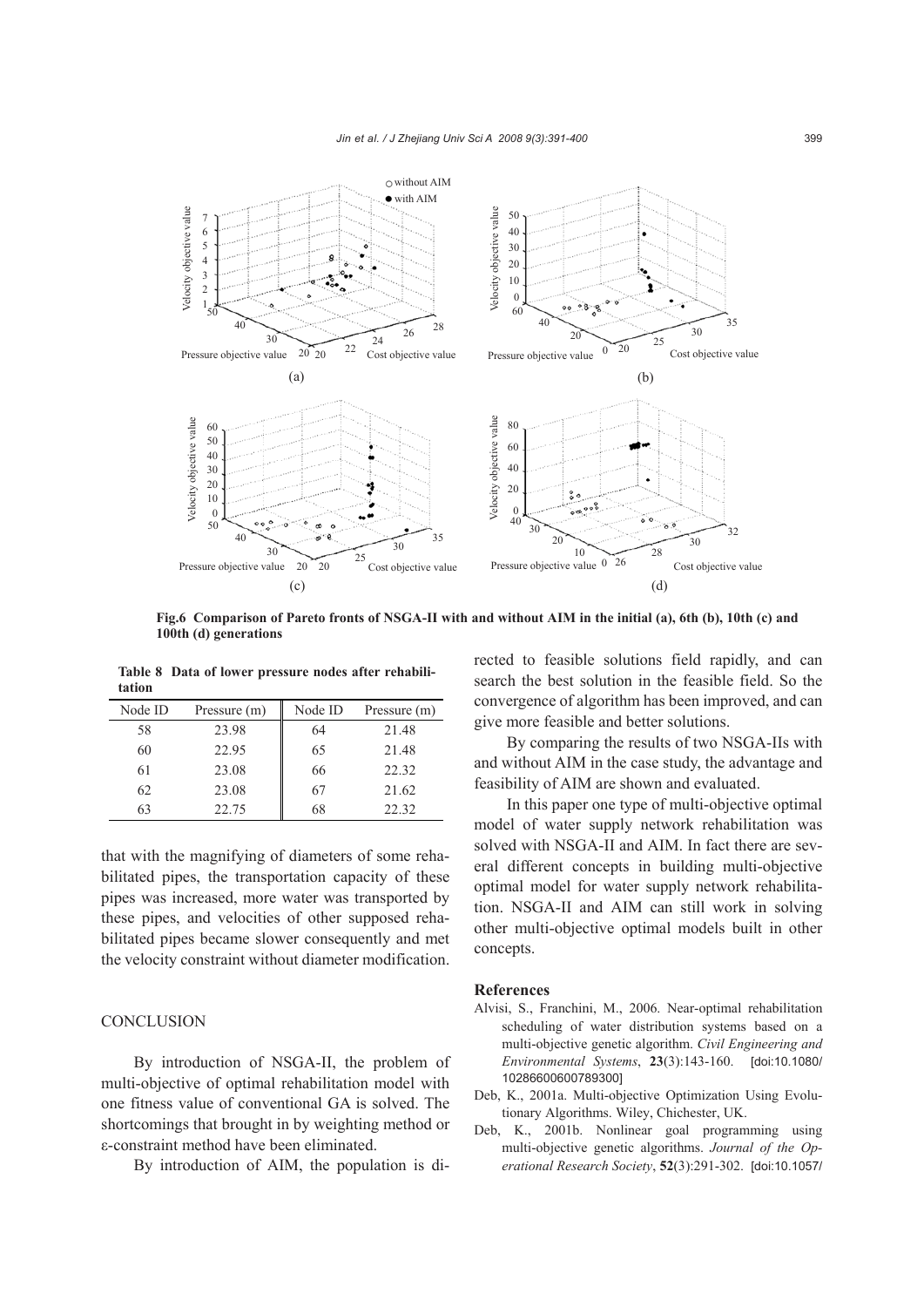Fig.6 Comparison of Pareto fronts of NSGA-II with and without AIM in the initial (a), 6th (b), 10th (c) and 100th (d) generations

**Table 8 Data of lower pressure nodes after rehabilitation**

| Node ID | Pressure (m) | Node ID | Pressure (m) |
|---|---|---|---|
| 58 | 23.98 | 64 | 21.48 |
| 60 | 22.95 | 65 | 21.48 |
| 61 | 23.08 | 66 | 22.32 |
| 62 | 23.08 | 67 | 21.62 |
| 63 | 22.75 | 68 | 22.32 |

that with the magnifying of diameters of some rehabilitated pipes, the transportation capacity of these pipes was increased, more water was transported by these pipes, and velocities of other supposed rehabilitated pipes became slower consequently and met the velocity constraint without diameter modification.

## CONCLUSION

By introduction of NSGA-II, the problem of multi-objective of optimal rehabilitation model with one fitness value of conventional GA is solved. The shortcomings that brought in by weighting method or ε-constraint method have been eliminated.

By introduction of AIM, the population is directed to feasible solutions field rapidly, and can search the best solution in the feasible field. So the convergence of algorithm has been improved, and can give more feasible and better solutions.

By comparing the results of two NSGA-IIs with and without AIM in the case study, the advantage and feasibility of AIM are shown and evaluated.

In this paper one type of multi-objective optimal model of water supply network rehabilitation was solved with NSGA-II and AIM. In fact there are several different concepts in building multi-objective optimal model for water supply network rehabilitation. NSGA-II and AIM can still work in solving other multi-objective optimal models built in other concepts.

## References

Alvisi, S., Franchini, M., 2006. Near-optimal rehabilitation scheduling of water distribution systems based on a multi-objective genetic algorithm. *Civil Engineering and Environmental Systems*, **23**(3):143-160. [doi:10.1080/10286600600789300]

Deb, K., 2001a. Multi-objective Optimization Using Evolutionary Algorithms. Wiley, Chichester, UK.

Deb, K., 2001b. Nonlinear goal programming using multi-objective genetic algorithms. *Journal of the Operational Research Society*, **52**(3):291-302. [doi:10.1057/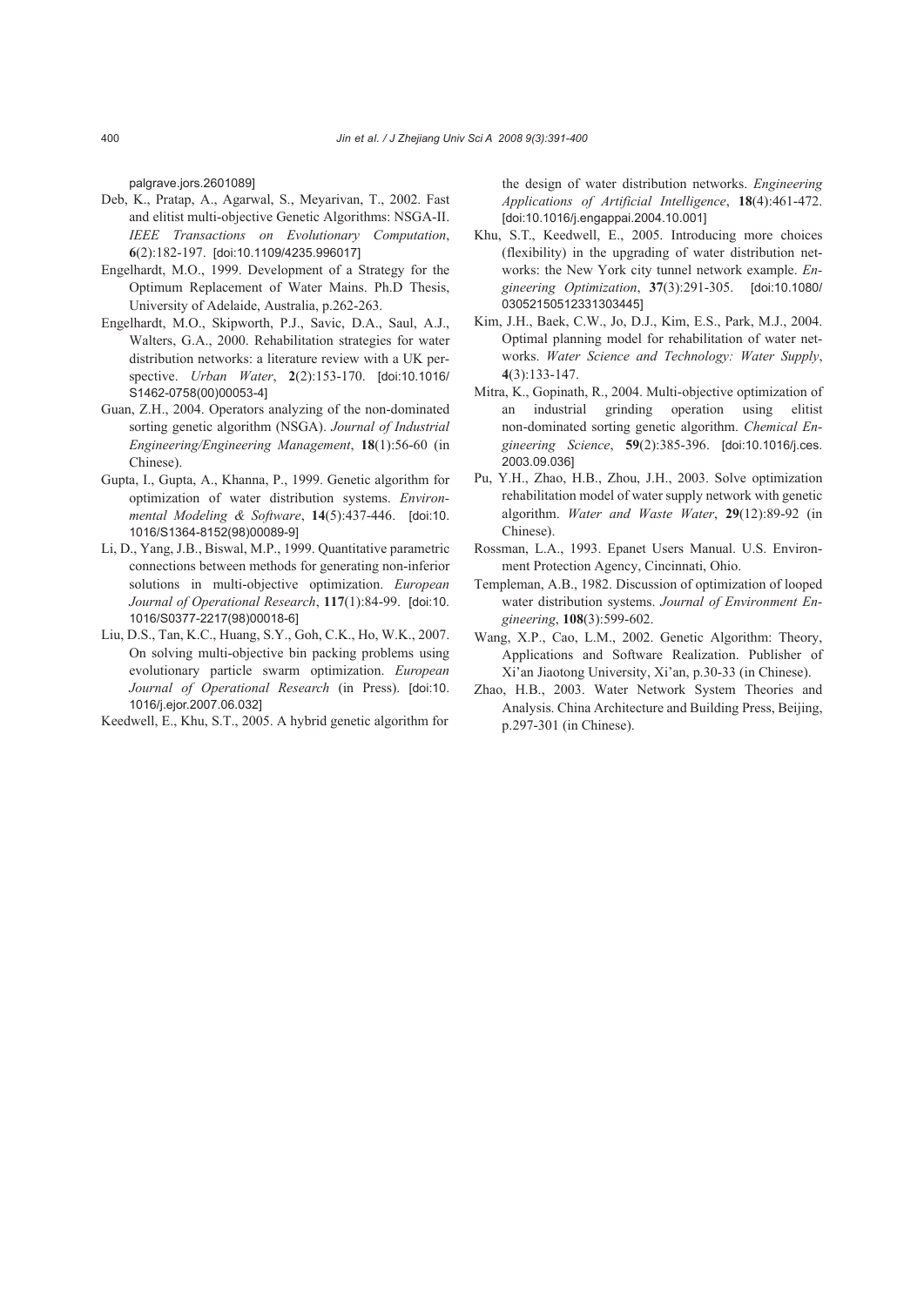palgrave.jors.2601089]

Deb, K., Pratap, A., Agarwal, S., Meyarivan, T., 2002. Fast and elitist multi-objective Genetic Algorithms: NSGA-II. *IEEE Transactions on Evolutionary Computation*, **6**(2):182-197. [doi:10.1109/4235.996017]

Engelhardt, M.O., 1999. Development of a Strategy for the Optimum Replacement of Water Mains. Ph.D Thesis, University of Adelaide, Australia, p.262-263.

Engelhardt, M.O., Skipworth, P.J., Savic, D.A., Saul, A.J., Walters, G.A., 2000. Rehabilitation strategies for water distribution networks: a literature review with a UK perspective. *Urban Water*, **2**(2):153-170. [doi:10.1016/S1462-0758(00)00053-4]

Guan, Z.H., 2004. Operators analyzing of the non-dominated sorting genetic algorithm (NSGA). *Journal of Industrial Engineering/Engineering Management*, **18**(1):56-60 (in Chinese).

Gupta, I., Gupta, A., Khanna, P., 1999. Genetic algorithm for optimization of water distribution systems. *Environmental Modeling & Software*, **14**(5):437-446. [doi:10.1016/S1364-8152(98)00089-9]

Li, D., Yang, J.B., Biswal, M.P., 1999. Quantitative parametric connections between methods for generating non-inferior solutions in multi-objective optimization. *European Journal of Operational Research*, **117**(1):84-99. [doi:10.1016/S0377-2217(98)00018-6]

Liu, D.S., Tan, K.C., Huang, S.Y., Goh, C.K., Ho, W.K., 2007. On solving multi-objective bin packing problems using evolutionary particle swarm optimization. *European Journal of Operational Research* (in Press). [doi:10.1016/j.ejor.2007.06.032]

Keedwell, E., Khu, S.T., 2005. A hybrid genetic algorithm for the design of water distribution networks. *Engineering Applications of Artificial Intelligence*, **18**(4):461-472. [doi:10.1016/j.engappai.2004.10.001]

Khu, S.T., Keedwell, E., 2005. Introducing more choices (flexibility) in the upgrading of water distribution networks: the New York city tunnel network example. *Engineering Optimization*, **37**(3):291-305. [doi:10.1080/03052150512331303445]

Kim, J.H., Baek, C.W., Jo, D.J., Kim, E.S., Park, M.J., 2004. Optimal planning model for rehabilitation of water networks. *Water Science and Technology: Water Supply*, **4**(3):133-147.

Mitra, K., Gopinath, R., 2004. Multi-objective optimization of an industrial grinding operation using elitist non-dominated sorting genetic algorithm. *Chemical Engineering Science*, **59**(2):385-396. [doi:10.1016/j.ces.2003.09.036]

Pu, Y.H., Zhao, H.B., Zhou, J.H., 2003. Solve optimization rehabilitation model of water supply network with genetic algorithm. *Water and Waste Water*, **29**(12):89-92 (in Chinese).

Rossman, L.A., 1993. Epanet Users Manual. U.S. Environment Protection Agency, Cincinnati, Ohio.

Templeman, A.B., 1982. Discussion of optimization of looped water distribution systems. *Journal of Environment Engineering*, **108**(3):599-602.

Wang, X.P., Cao, L.M., 2002. Genetic Algorithm: Theory, Applications and Software Realization. Publisher of Xi'an Jiaotong University, Xi'an, p.30-33 (in Chinese).

Zhao, H.B., 2003. Water Network System Theories and Analysis. China Architecture and Building Press, Beijing, p.297-301 (in Chinese).